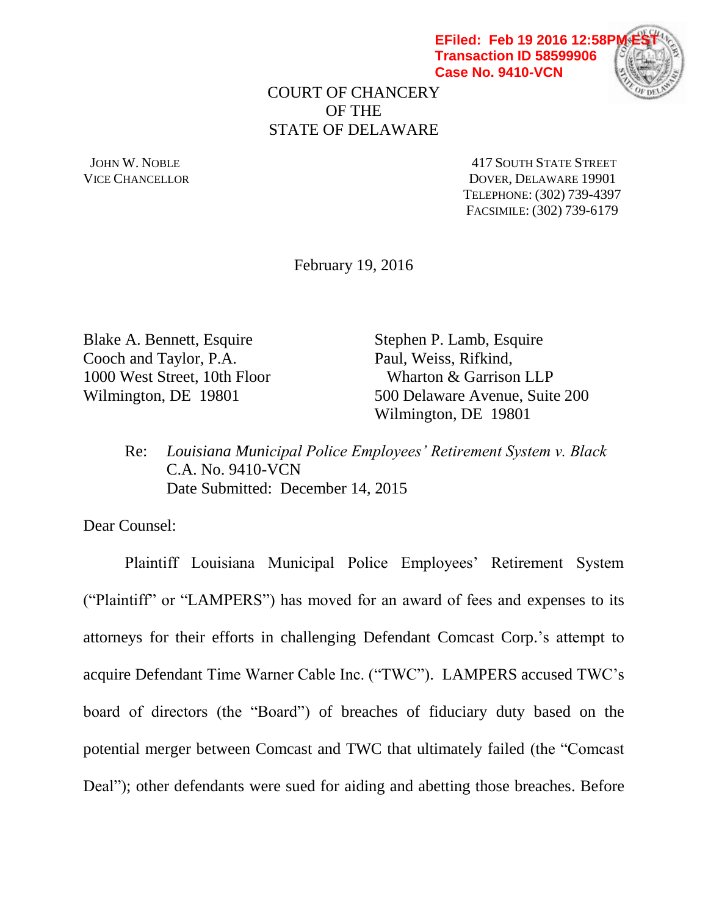EFiled: Feb 19 2016 12:58PM EST
Transaction ID 58599906
Case No. 9410-VCN

COURT OF CHANCERY
OF THE
STATE OF DELAWARE

JOHN W. NOBLE
VICE CHANCELLOR

417 SOUTH STATE STREET
DOVER, DELAWARE 19901
TELEPHONE: (302) 739-4397
FACSIMILE: (302) 739-6179

February 19, 2016

Blake A. Bennett, Esquire
Cooch and Taylor, P.A.
1000 West Street, 10th Floor
Wilmington, DE 19801

Stephen P. Lamb, Esquire
Paul, Weiss, Rifkind,
Wharton & Garrison LLP
500 Delaware Avenue, Suite 200
Wilmington, DE 19801

Re: *Louisiana Municipal Police Employees' Retirement System v. Black*
C.A. No. 9410-VCN
Date Submitted: December 14, 2015

Dear Counsel:

Plaintiff Louisiana Municipal Police Employees' Retirement System ("Plaintiff" or "LAMPERS") has moved for an award of fees and expenses to its attorneys for their efforts in challenging Defendant Comcast Corp.'s attempt to acquire Defendant Time Warner Cable Inc. ("TWC"). LAMPERS accused TWC's board of directors (the "Board") of breaches of fiduciary duty based on the potential merger between Comcast and TWC that ultimately failed (the "Comcast Deal"); other defendants were sued for aiding and abetting those breaches. Before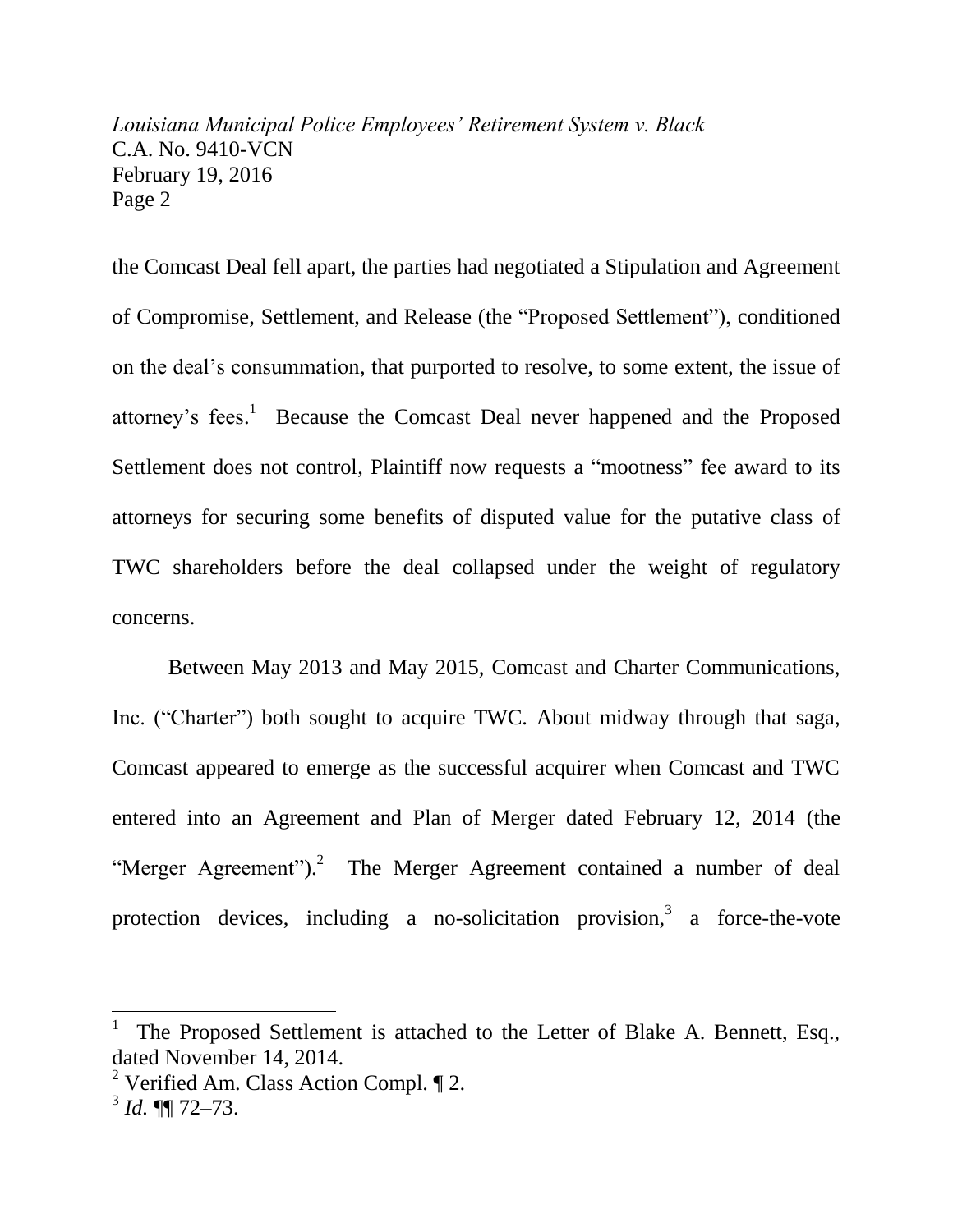the Comcast Deal fell apart, the parties had negotiated a Stipulation and Agreement of Compromise, Settlement, and Release (the "Proposed Settlement"), conditioned on the deal's consummation, that purported to resolve, to some extent, the issue of attorney's fees.[1] Because the Comcast Deal never happened and the Proposed Settlement does not control, Plaintiff now requests a "mootness" fee award to its attorneys for securing some benefits of disputed value for the putative class of TWC shareholders before the deal collapsed under the weight of regulatory concerns.

Between May 2013 and May 2015, Comcast and Charter Communications, Inc. ("Charter") both sought to acquire TWC. About midway through that saga, Comcast appeared to emerge as the successful acquirer when Comcast and TWC entered into an Agreement and Plan of Merger dated February 12, 2014 (the "Merger Agreement").[2] The Merger Agreement contained a number of deal protection devices, including a no-solicitation provision,[3] a force-the-vote

---

[1] The Proposed Settlement is attached to the Letter of Blake A. Bennett, Esq., dated November 14, 2014.

[2] Verified Am. Class Action Compl. ¶ 2.

[3] *Id.* ¶¶ 72–73.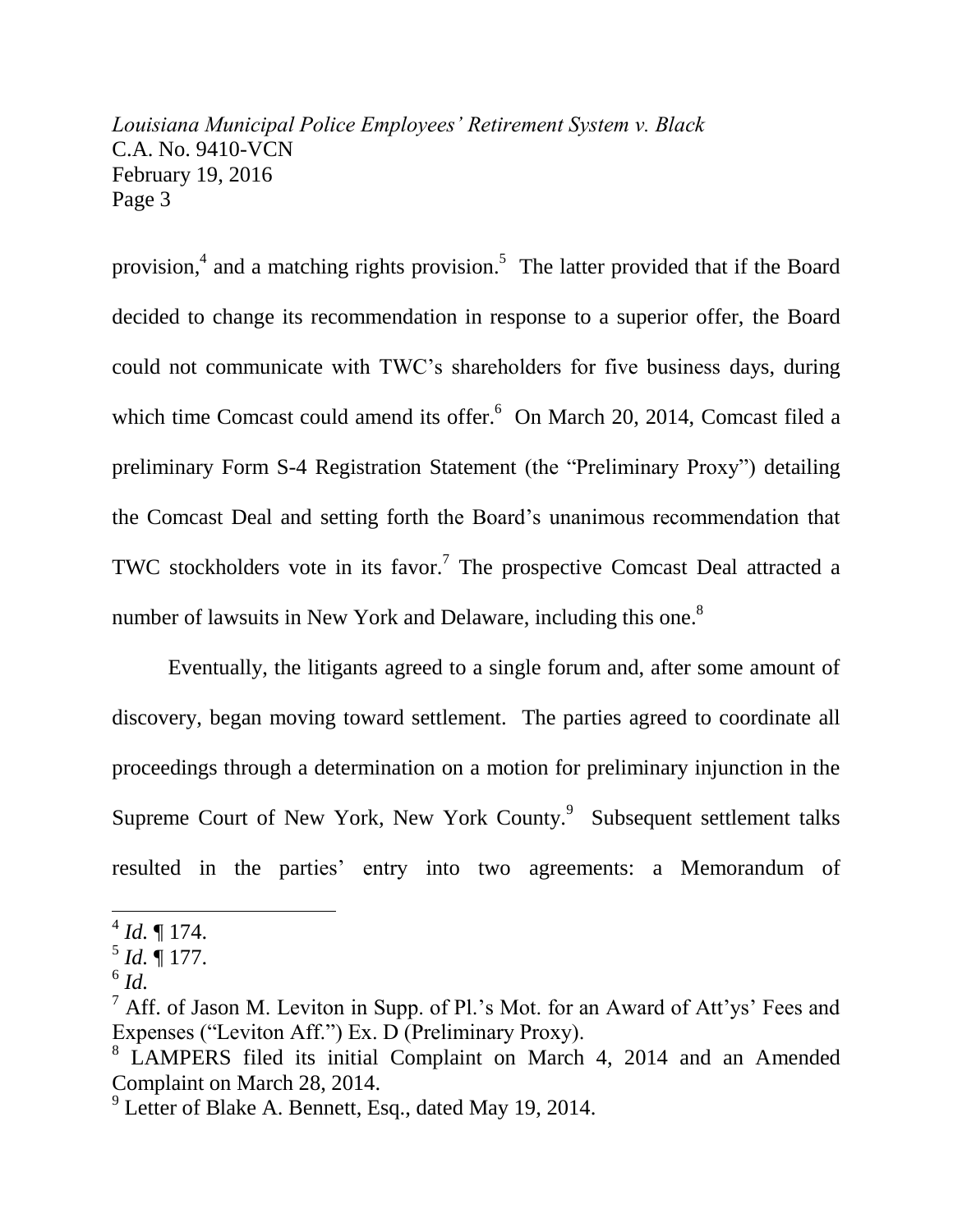provision,[4] and a matching rights provision.[5] The latter provided that if the Board decided to change its recommendation in response to a superior offer, the Board could not communicate with TWC's shareholders for five business days, during which time Comcast could amend its offer.[6] On March 20, 2014, Comcast filed a preliminary Form S-4 Registration Statement (the "Preliminary Proxy") detailing the Comcast Deal and setting forth the Board's unanimous recommendation that TWC stockholders vote in its favor.[7] The prospective Comcast Deal attracted a number of lawsuits in New York and Delaware, including this one.[8]

Eventually, the litigants agreed to a single forum and, after some amount of discovery, began moving toward settlement. The parties agreed to coordinate all proceedings through a determination on a motion for preliminary injunction in the Supreme Court of New York, New York County.[9] Subsequent settlement talks resulted in the parties' entry into two agreements: a Memorandum of

---

[4] *Id.* ¶ 174.

[5] *Id.* ¶ 177.

[6] *Id.*

[7] Aff. of Jason M. Leviton in Supp. of Pl.'s Mot. for an Award of Att'ys' Fees and Expenses ("Leviton Aff.") Ex. D (Preliminary Proxy).

[8] LAMPERS filed its initial Complaint on March 4, 2014 and an Amended Complaint on March 28, 2014.

[9] Letter of Blake A. Bennett, Esq., dated May 19, 2014.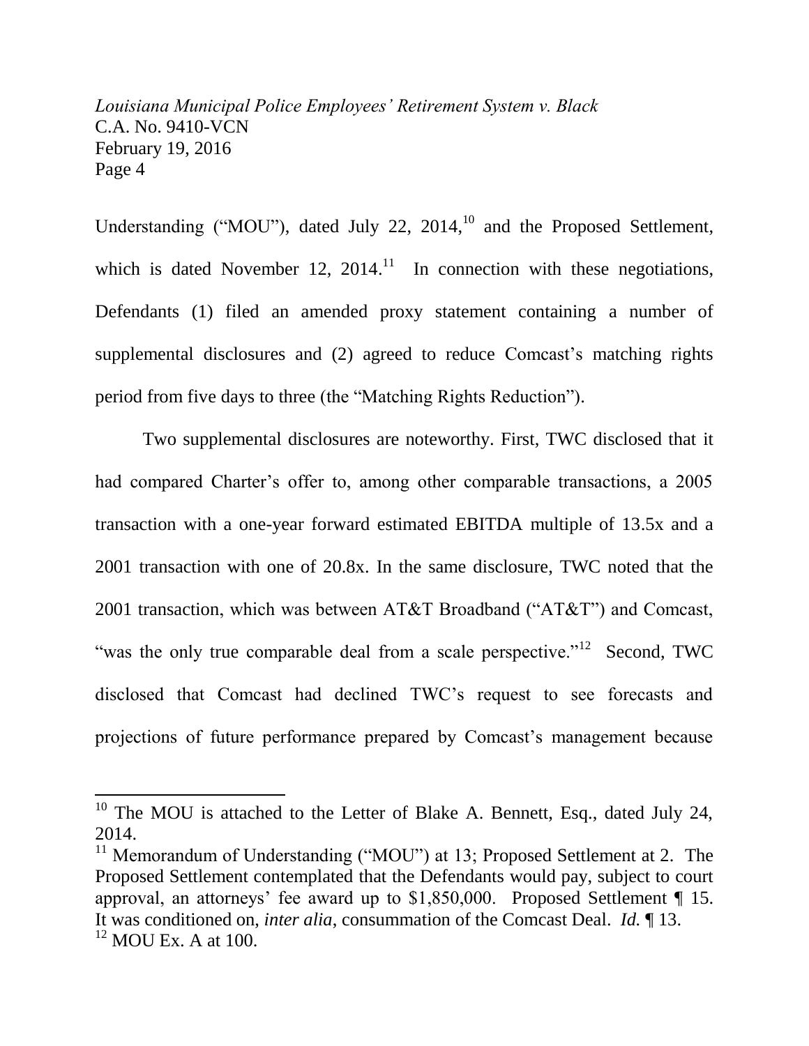Understanding ("MOU"), dated July 22, 2014,[10] and the Proposed Settlement, which is dated November 12, 2014.[11] In connection with these negotiations, Defendants (1) filed an amended proxy statement containing a number of supplemental disclosures and (2) agreed to reduce Comcast's matching rights period from five days to three (the "Matching Rights Reduction").

Two supplemental disclosures are noteworthy. First, TWC disclosed that it had compared Charter's offer to, among other comparable transactions, a 2005 transaction with a one-year forward estimated EBITDA multiple of 13.5x and a 2001 transaction with one of 20.8x. In the same disclosure, TWC noted that the 2001 transaction, which was between AT&T Broadband ("AT&T") and Comcast, "was the only true comparable deal from a scale perspective."[12] Second, TWC disclosed that Comcast had declined TWC's request to see forecasts and projections of future performance prepared by Comcast's management because

---

[10] The MOU is attached to the Letter of Blake A. Bennett, Esq., dated July 24, 2014.

[11] Memorandum of Understanding ("MOU") at 13; Proposed Settlement at 2. The Proposed Settlement contemplated that the Defendants would pay, subject to court approval, an attorneys' fee award up to $1,850,000. Proposed Settlement ¶ 15. It was conditioned on, *inter alia*, consummation of the Comcast Deal. *Id.* ¶ 13.

[12] MOU Ex. A at 100.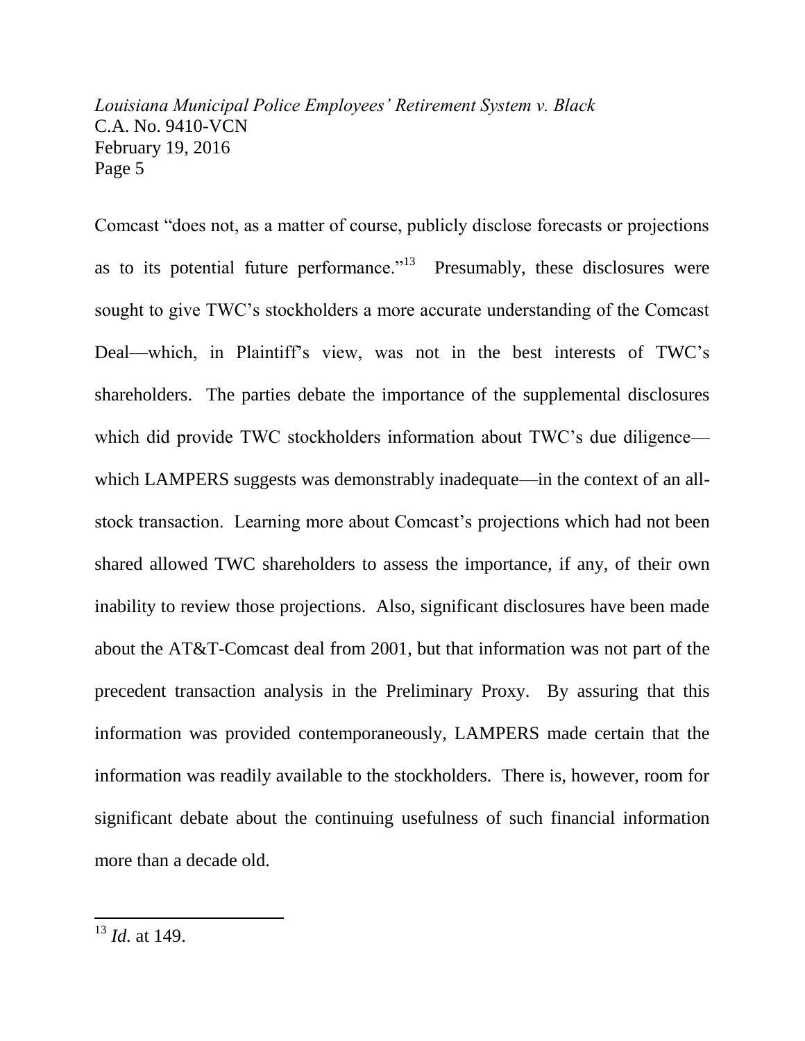Comcast "does not, as a matter of course, publicly disclose forecasts or projections as to its potential future performance."[13] Presumably, these disclosures were sought to give TWC's stockholders a more accurate understanding of the Comcast Deal—which, in Plaintiff's view, was not in the best interests of TWC's shareholders. The parties debate the importance of the supplemental disclosures which did provide TWC stockholders information about TWC's due diligence—which LAMPERS suggests was demonstrably inadequate—in the context of an all-stock transaction. Learning more about Comcast's projections which had not been shared allowed TWC shareholders to assess the importance, if any, of their own inability to review those projections. Also, significant disclosures have been made about the AT&T-Comcast deal from 2001, but that information was not part of the precedent transaction analysis in the Preliminary Proxy. By assuring that this information was provided contemporaneously, LAMPERS made certain that the information was readily available to the stockholders. There is, however, room for significant debate about the continuing usefulness of such financial information more than a decade old.

---

[13] *Id.* at 149.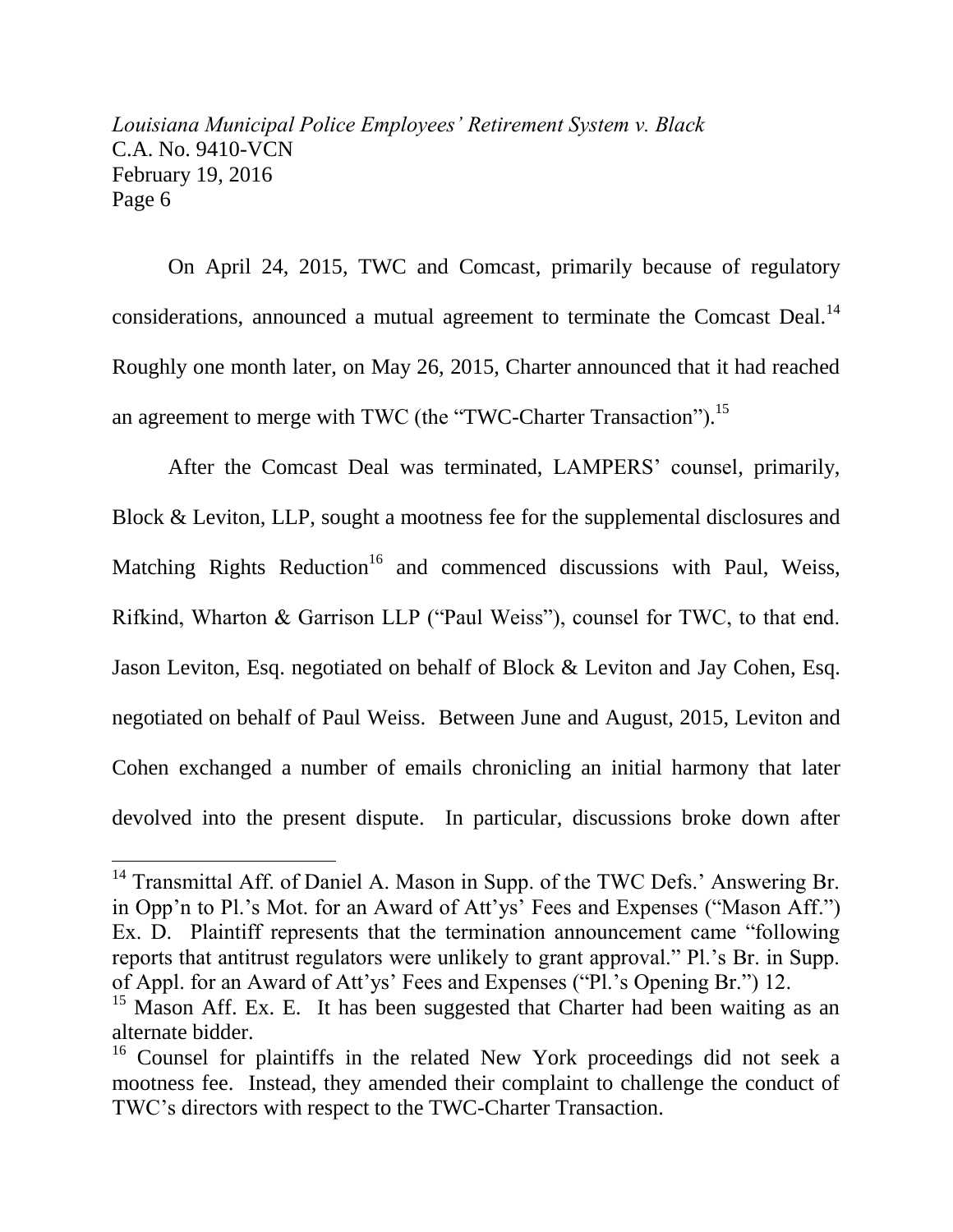On April 24, 2015, TWC and Comcast, primarily because of regulatory considerations, announced a mutual agreement to terminate the Comcast Deal.[14] Roughly one month later, on May 26, 2015, Charter announced that it had reached an agreement to merge with TWC (the "TWC-Charter Transaction").[15]

After the Comcast Deal was terminated, LAMPERS' counsel, primarily, Block & Leviton, LLP, sought a mootness fee for the supplemental disclosures and Matching Rights Reduction[16] and commenced discussions with Paul, Weiss, Rifkind, Wharton & Garrison LLP ("Paul Weiss"), counsel for TWC, to that end. Jason Leviton, Esq. negotiated on behalf of Block & Leviton and Jay Cohen, Esq. negotiated on behalf of Paul Weiss. Between June and August, 2015, Leviton and Cohen exchanged a number of emails chronicling an initial harmony that later devolved into the present dispute. In particular, discussions broke down after

---

[14] Transmittal Aff. of Daniel A. Mason in Supp. of the TWC Defs.' Answering Br. in Opp'n to Pl.'s Mot. for an Award of Att'ys' Fees and Expenses ("Mason Aff.") Ex. D. Plaintiff represents that the termination announcement came "following reports that antitrust regulators were unlikely to grant approval." Pl.'s Br. in Supp. of Appl. for an Award of Att'ys' Fees and Expenses ("Pl.'s Opening Br.") 12.

[15] Mason Aff. Ex. E. It has been suggested that Charter had been waiting as an alternate bidder.

[16] Counsel for plaintiffs in the related New York proceedings did not seek a mootness fee. Instead, they amended their complaint to challenge the conduct of TWC's directors with respect to the TWC-Charter Transaction.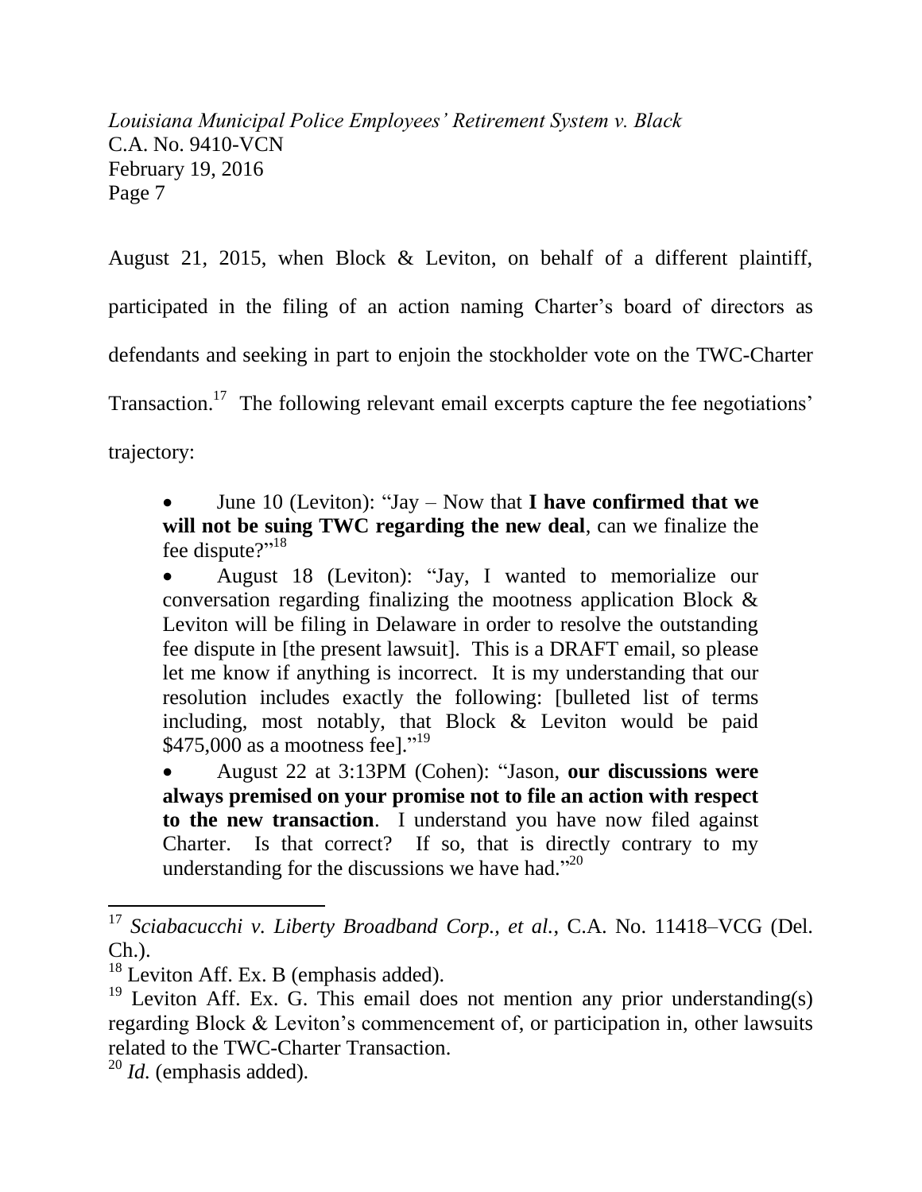August 21, 2015, when Block & Leviton, on behalf of a different plaintiff, participated in the filing of an action naming Charter's board of directors as defendants and seeking in part to enjoin the stockholder vote on the TWC-Charter Transaction.[17] The following relevant email excerpts capture the fee negotiations' trajectory:

- June 10 (Leviton): "Jay – Now that **I have confirmed that we will not be suing TWC regarding the new deal**, can we finalize the fee dispute?"[18]
- August 18 (Leviton): "Jay, I wanted to memorialize our conversation regarding finalizing the mootness application Block & Leviton will be filing in Delaware in order to resolve the outstanding fee dispute in [the present lawsuit]. This is a DRAFT email, so please let me know if anything is incorrect. It is my understanding that our resolution includes exactly the following: [bulleted list of terms including, most notably, that Block & Leviton would be paid $475,000 as a mootness fee]."[19]
- August 22 at 3:13PM (Cohen): "Jason, **our discussions were always premised on your promise not to file an action with respect to the new transaction**. I understand you have now filed against Charter. Is that correct? If so, that is directly contrary to my understanding for the discussions we have had."[20]

---

[17] *Sciabacucchi v. Liberty Broadband Corp., et al.*, C.A. No. 11418–VCG (Del. Ch.).

[18] Leviton Aff. Ex. B (emphasis added).

[19] Leviton Aff. Ex. G. This email does not mention any prior understanding(s) regarding Block & Leviton's commencement of, or participation in, other lawsuits related to the TWC-Charter Transaction.

[20] *Id.* (emphasis added).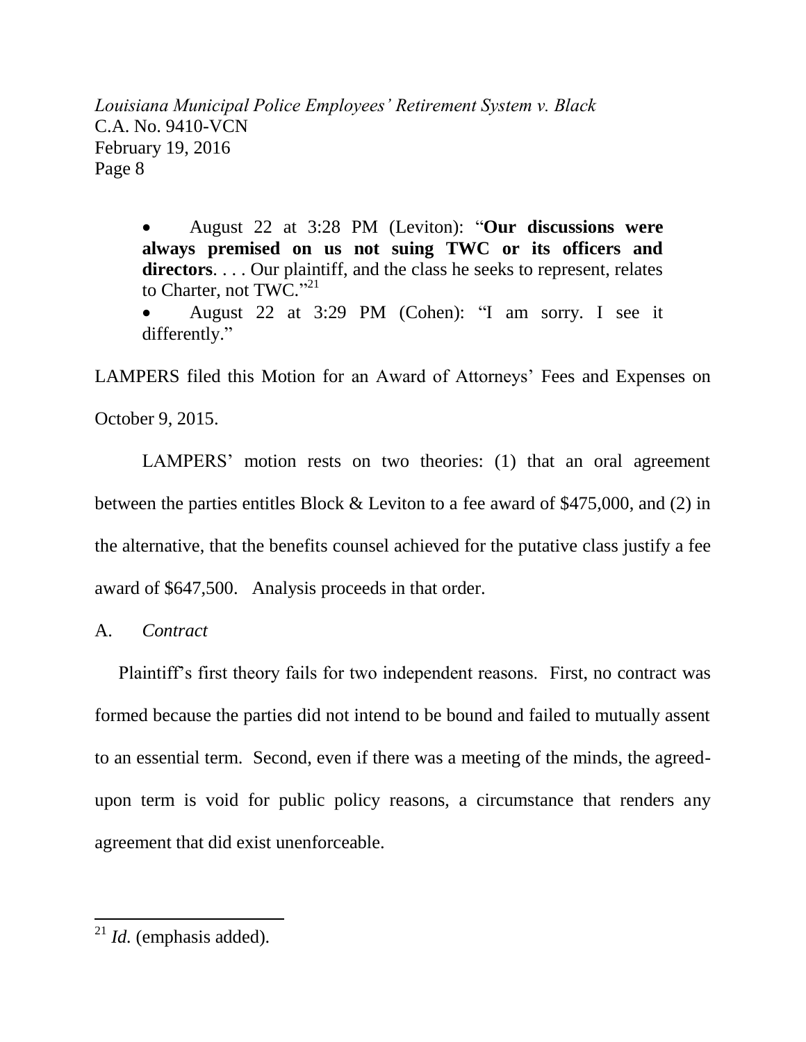- August 22 at 3:28 PM (Leviton): "**Our discussions were always premised on us not suing TWC or its officers and directors**. . . . Our plaintiff, and the class he seeks to represent, relates to Charter, not TWC."[21]
- August 22 at 3:29 PM (Cohen): "I am sorry. I see it differently."

LAMPERS filed this Motion for an Award of Attorneys' Fees and Expenses on October 9, 2015.

LAMPERS' motion rests on two theories: (1) that an oral agreement between the parties entitles Block & Leviton to a fee award of $475,000, and (2) in the alternative, that the benefits counsel achieved for the putative class justify a fee award of $647,500. Analysis proceeds in that order.

A. *Contract*

Plaintiff's first theory fails for two independent reasons. First, no contract was formed because the parties did not intend to be bound and failed to mutually assent to an essential term. Second, even if there was a meeting of the minds, the agreed-upon term is void for public policy reasons, a circumstance that renders any agreement that did exist unenforceable.

---

[21] *Id.* (emphasis added).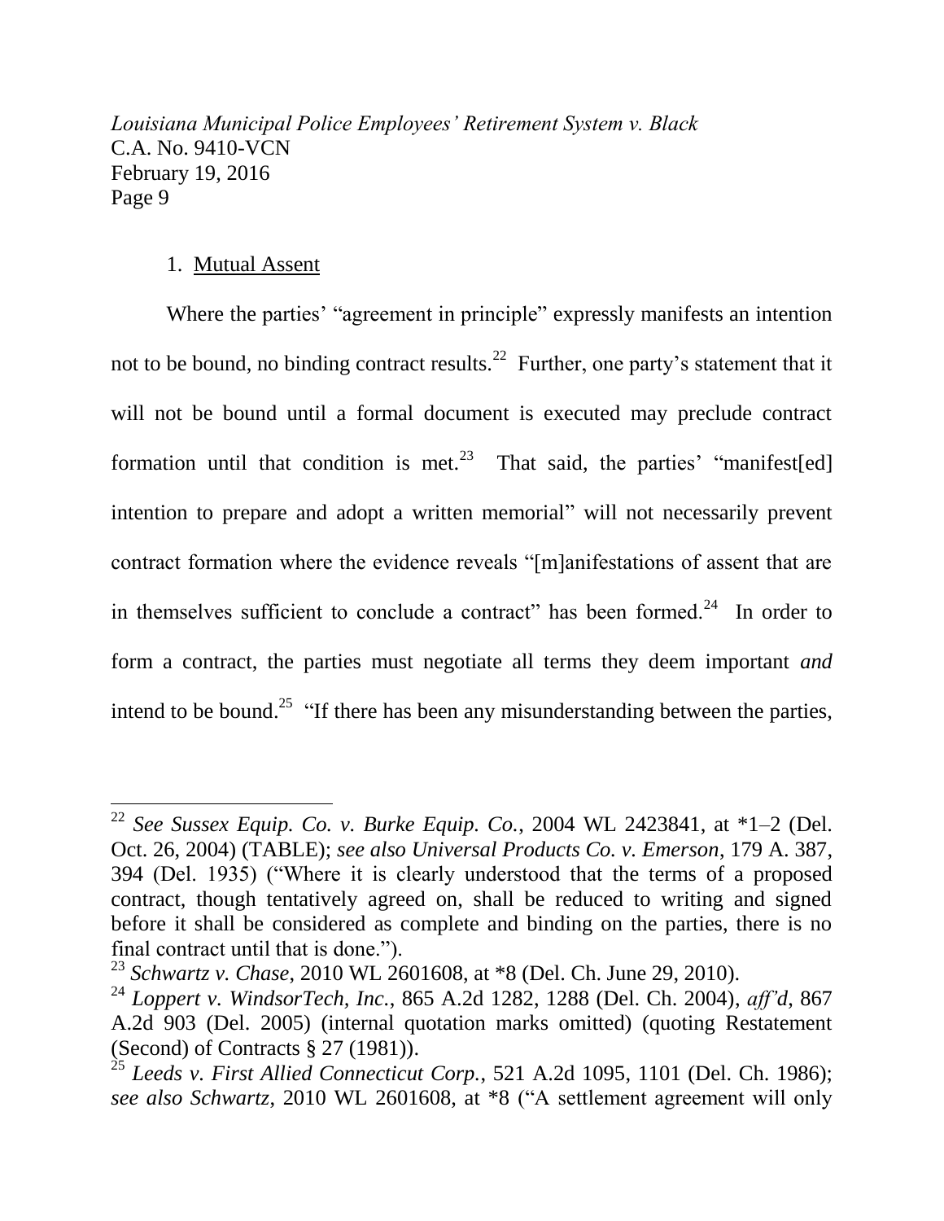1. Mutual Assent

Where the parties' "agreement in principle" expressly manifests an intention not to be bound, no binding contract results.[22] Further, one party's statement that it will not be bound until a formal document is executed may preclude contract formation until that condition is met.[23] That said, the parties' "manifest[ed] intention to prepare and adopt a written memorial" will not necessarily prevent contract formation where the evidence reveals "[m]anifestations of assent that are in themselves sufficient to conclude a contract" has been formed.[24] In order to form a contract, the parties must negotiate all terms they deem important *and* intend to be bound.[25] "If there has been any misunderstanding between the parties,

---

[22] *See Sussex Equip. Co. v. Burke Equip. Co.*, 2004 WL 2423841, at *1–2 (Del. Oct. 26, 2004) (TABLE); *see also Universal Products Co. v. Emerson*, 179 A. 387, 394 (Del. 1935) ("Where it is clearly understood that the terms of a proposed contract, though tentatively agreed on, shall be reduced to writing and signed before it shall be considered as complete and binding on the parties, there is no final contract until that is done.").

[23] *Schwartz v. Chase*, 2010 WL 2601608, at *8 (Del. Ch. June 29, 2010).

[24] *Loppert v. WindsorTech, Inc.*, 865 A.2d 1282, 1288 (Del. Ch. 2004), *aff'd*, 867 A.2d 903 (Del. 2005) (internal quotation marks omitted) (quoting Restatement (Second) of Contracts § 27 (1981)).

[25] *Leeds v. First Allied Connecticut Corp.*, 521 A.2d 1095, 1101 (Del. Ch. 1986); *see also Schwartz*, 2010 WL 2601608, at *8 ("A settlement agreement will only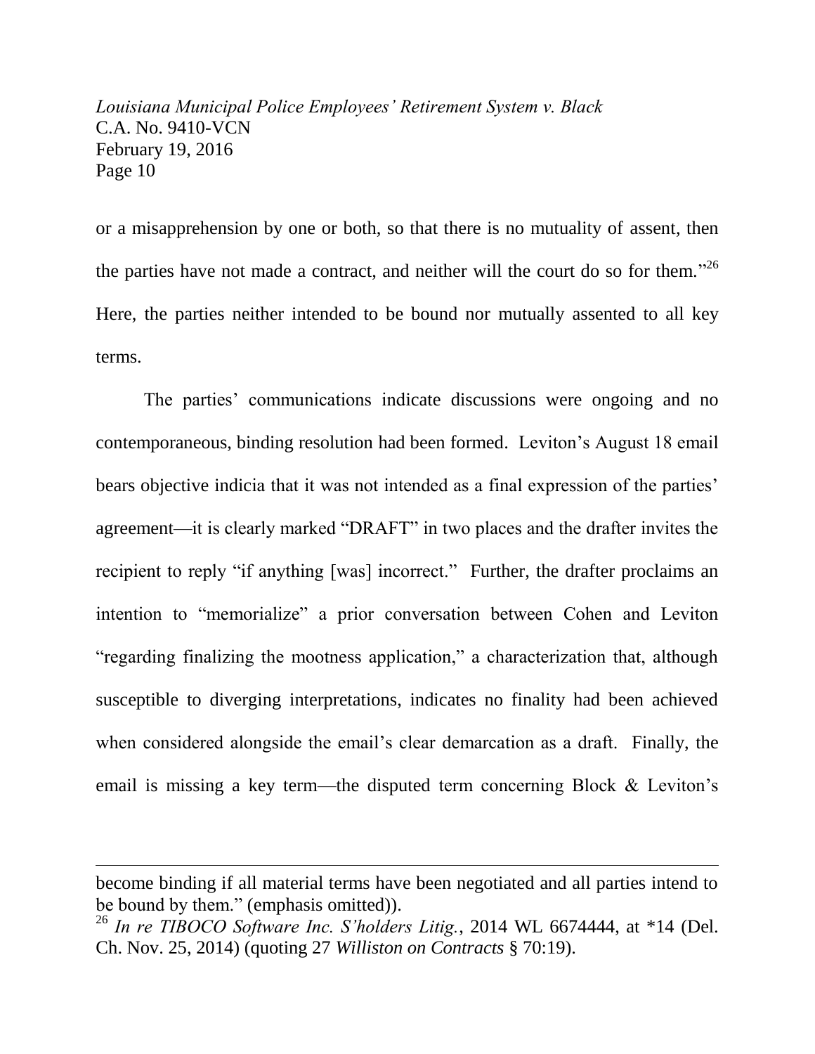or a misapprehension by one or both, so that there is no mutuality of assent, then the parties have not made a contract, and neither will the court do so for them."[26] Here, the parties neither intended to be bound nor mutually assented to all key terms.

The parties' communications indicate discussions were ongoing and no contemporaneous, binding resolution had been formed. Leviton's August 18 email bears objective indicia that it was not intended as a final expression of the parties' agreement—it is clearly marked "DRAFT" in two places and the drafter invites the recipient to reply "if anything [was] incorrect." Further, the drafter proclaims an intention to "memorialize" a prior conversation between Cohen and Leviton "regarding finalizing the mootness application," a characterization that, although susceptible to diverging interpretations, indicates no finality had been achieved when considered alongside the email's clear demarcation as a draft. Finally, the email is missing a key term—the disputed term concerning Block & Leviton's

---

become binding if all material terms have been negotiated and all parties intend to be bound by them." (emphasis omitted)).

[26] *In re TIBOCO Software Inc. S'holders Litig.*, 2014 WL 6674444, at \*14 (Del. Ch. Nov. 25, 2014) (quoting 27 *Williston on Contracts* § 70:19).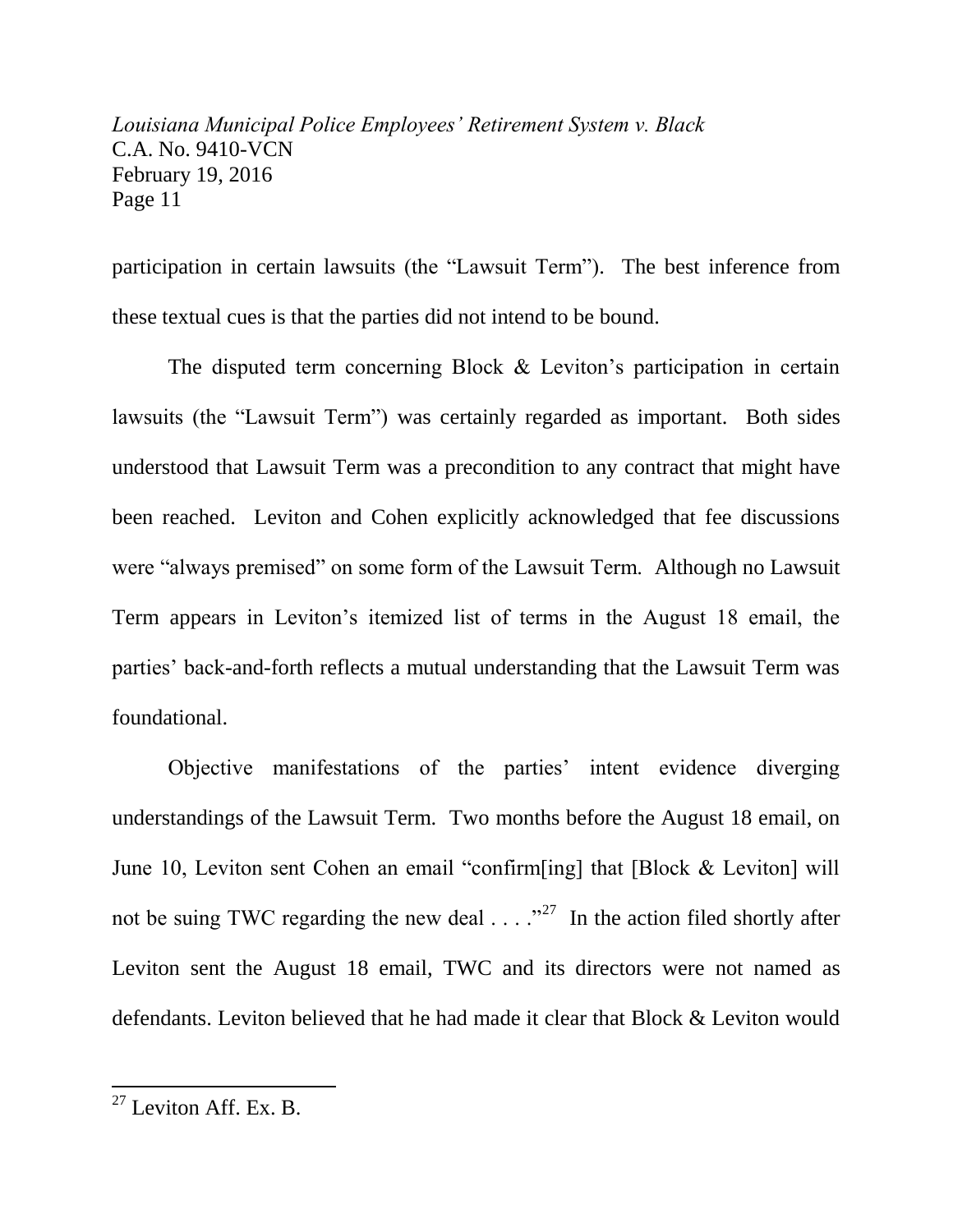participation in certain lawsuits (the "Lawsuit Term"). The best inference from these textual cues is that the parties did not intend to be bound.

The disputed term concerning Block & Leviton's participation in certain lawsuits (the "Lawsuit Term") was certainly regarded as important. Both sides understood that Lawsuit Term was a precondition to any contract that might have been reached. Leviton and Cohen explicitly acknowledged that fee discussions were "always premised" on some form of the Lawsuit Term. Although no Lawsuit Term appears in Leviton's itemized list of terms in the August 18 email, the parties' back-and-forth reflects a mutual understanding that the Lawsuit Term was foundational.

Objective manifestations of the parties' intent evidence diverging understandings of the Lawsuit Term. Two months before the August 18 email, on June 10, Leviton sent Cohen an email "confirm[ing] that [Block & Leviton] will not be suing TWC regarding the new deal . . . ."[27] In the action filed shortly after Leviton sent the August 18 email, TWC and its directors were not named as defendants. Leviton believed that he had made it clear that Block & Leviton would

[27] Leviton Aff. Ex. B.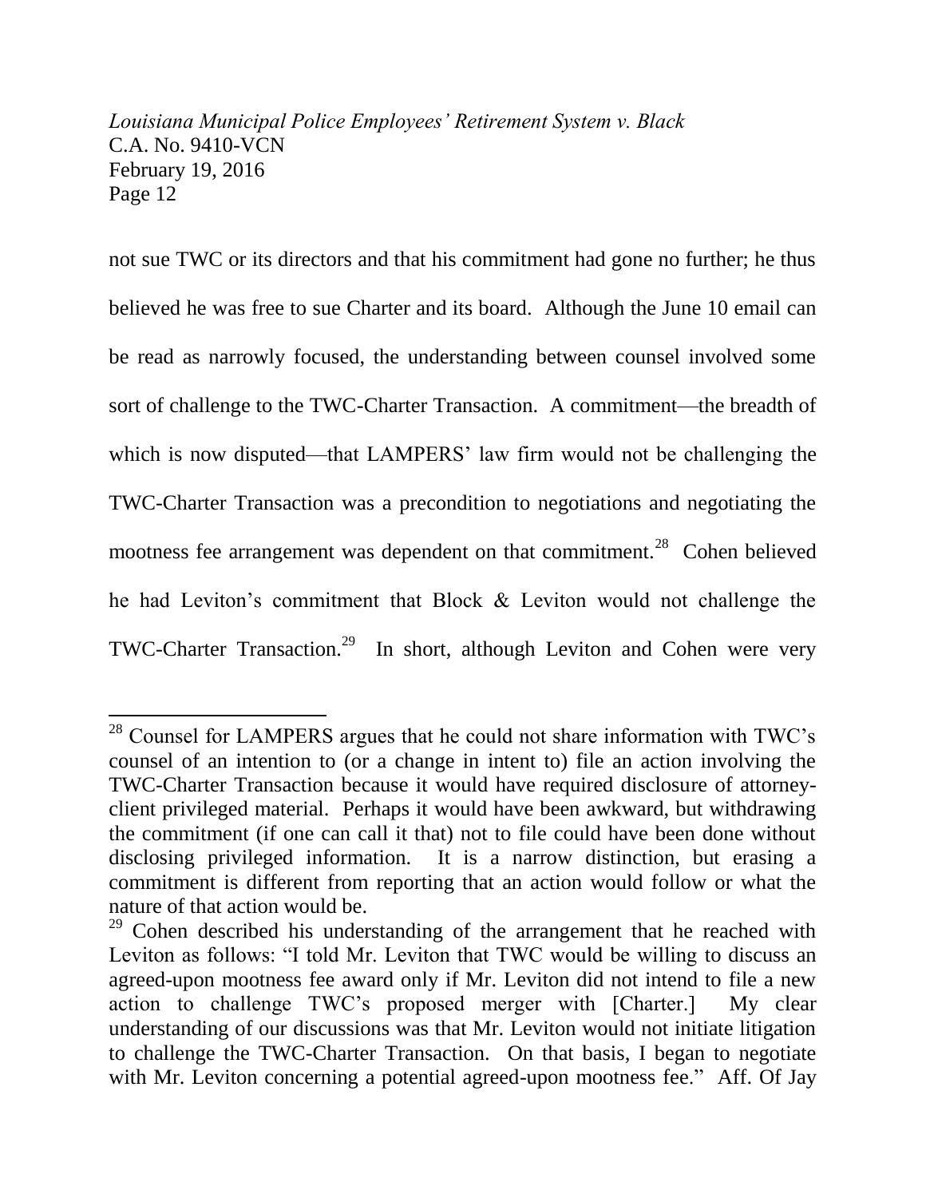not sue TWC or its directors and that his commitment had gone no further; he thus believed he was free to sue Charter and its board. Although the June 10 email can be read as narrowly focused, the understanding between counsel involved some sort of challenge to the TWC-Charter Transaction. A commitment—the breadth of which is now disputed—that LAMPERS' law firm would not be challenging the TWC-Charter Transaction was a precondition to negotiations and negotiating the mootness fee arrangement was dependent on that commitment.[28] Cohen believed he had Leviton's commitment that Block & Leviton would not challenge the TWC-Charter Transaction.[29] In short, although Leviton and Cohen were very

---

[28] Counsel for LAMPERS argues that he could not share information with TWC's counsel of an intention to (or a change in intent to) file an action involving the TWC-Charter Transaction because it would have required disclosure of attorney-client privileged material. Perhaps it would have been awkward, but withdrawing the commitment (if one can call it that) not to file could have been done without disclosing privileged information. It is a narrow distinction, but erasing a commitment is different from reporting that an action would follow or what the nature of that action would be.

[29] Cohen described his understanding of the arrangement that he reached with Leviton as follows: "I told Mr. Leviton that TWC would be willing to discuss an agreed-upon mootness fee award only if Mr. Leviton did not intend to file a new action to challenge TWC's proposed merger with [Charter.] My clear understanding of our discussions was that Mr. Leviton would not initiate litigation to challenge the TWC-Charter Transaction. On that basis, I began to negotiate with Mr. Leviton concerning a potential agreed-upon mootness fee." Aff. Of Jay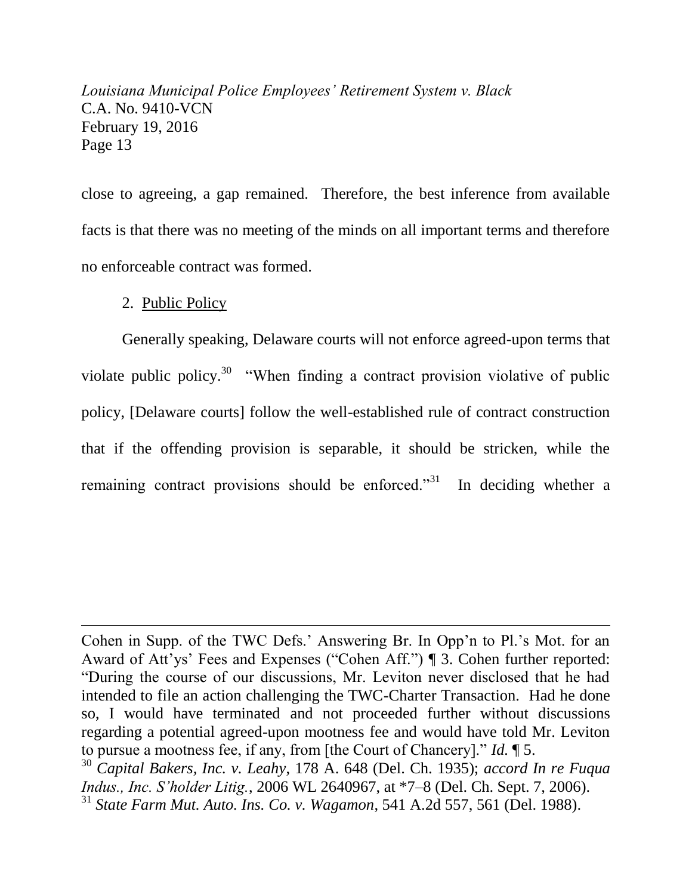close to agreeing, a gap remained. Therefore, the best inference from available facts is that there was no meeting of the minds on all important terms and therefore no enforceable contract was formed.

2. Public Policy

Generally speaking, Delaware courts will not enforce agreed-upon terms that violate public policy.[30] "When finding a contract provision violative of public policy, [Delaware courts] follow the well-established rule of contract construction that if the offending provision is separable, it should be stricken, while the remaining contract provisions should be enforced."[31] In deciding whether a

---

Cohen in Supp. of the TWC Defs.' Answering Br. In Opp'n to Pl.'s Mot. for an Award of Att'ys' Fees and Expenses ("Cohen Aff.") ¶ 3. Cohen further reported: "During the course of our discussions, Mr. Leviton never disclosed that he had intended to file an action challenging the TWC-Charter Transaction. Had he done so, I would have terminated and not proceeded further without discussions regarding a potential agreed-upon mootness fee and would have told Mr. Leviton to pursue a mootness fee, if any, from [the Court of Chancery]." *Id.* ¶ 5.

[30] *Capital Bakers, Inc. v. Leahy*, 178 A. 648 (Del. Ch. 1935); *accord In re Fuqua Indus., Inc. S'holder Litig.*, 2006 WL 2640967, at *7–8 (Del. Ch. Sept. 7, 2006).

[31] *State Farm Mut. Auto. Ins. Co. v. Wagamon*, 541 A.2d 557, 561 (Del. 1988).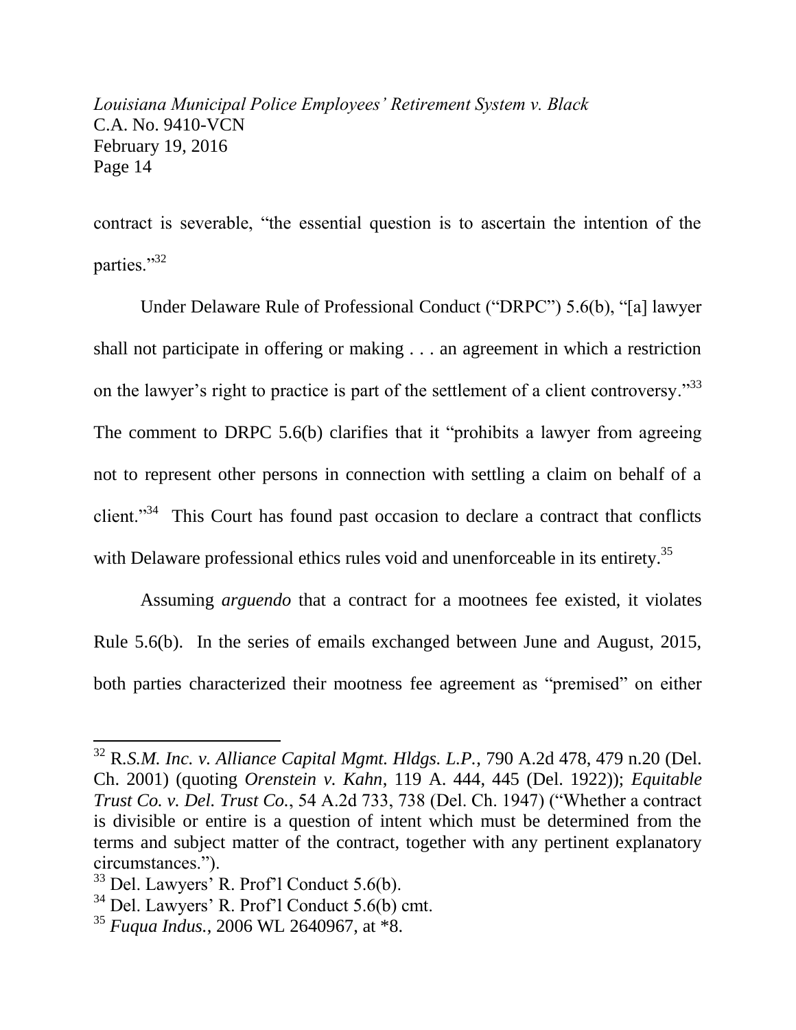contract is severable, "the essential question is to ascertain the intention of the parties."[32]

Under Delaware Rule of Professional Conduct ("DRPC") 5.6(b), "[a] lawyer shall not participate in offering or making . . . an agreement in which a restriction on the lawyer's right to practice is part of the settlement of a client controversy."[33] The comment to DRPC 5.6(b) clarifies that it "prohibits a lawyer from agreeing not to represent other persons in connection with settling a claim on behalf of a client."[34] This Court has found past occasion to declare a contract that conflicts with Delaware professional ethics rules void and unenforceable in its entirety.[35]

Assuming *arguendo* that a contract for a mootnees fee existed, it violates Rule 5.6(b). In the series of emails exchanged between June and August, 2015, both parties characterized their mootness fee agreement as "premised" on either

---

[32] R.*S.M. Inc. v. Alliance Capital Mgmt. Hldgs. L.P.*, 790 A.2d 478, 479 n.20 (Del. Ch. 2001) (quoting *Orenstein v. Kahn*, 119 A. 444, 445 (Del. 1922)); *Equitable Trust Co. v. Del. Trust Co.*, 54 A.2d 733, 738 (Del. Ch. 1947) ("Whether a contract is divisible or entire is a question of intent which must be determined from the terms and subject matter of the contract, together with any pertinent explanatory circumstances.").

[33] Del. Lawyers' R. Prof'l Conduct 5.6(b).

[34] Del. Lawyers' R. Prof'l Conduct 5.6(b) cmt.

[35] *Fuqua Indus.*, 2006 WL 2640967, at *8.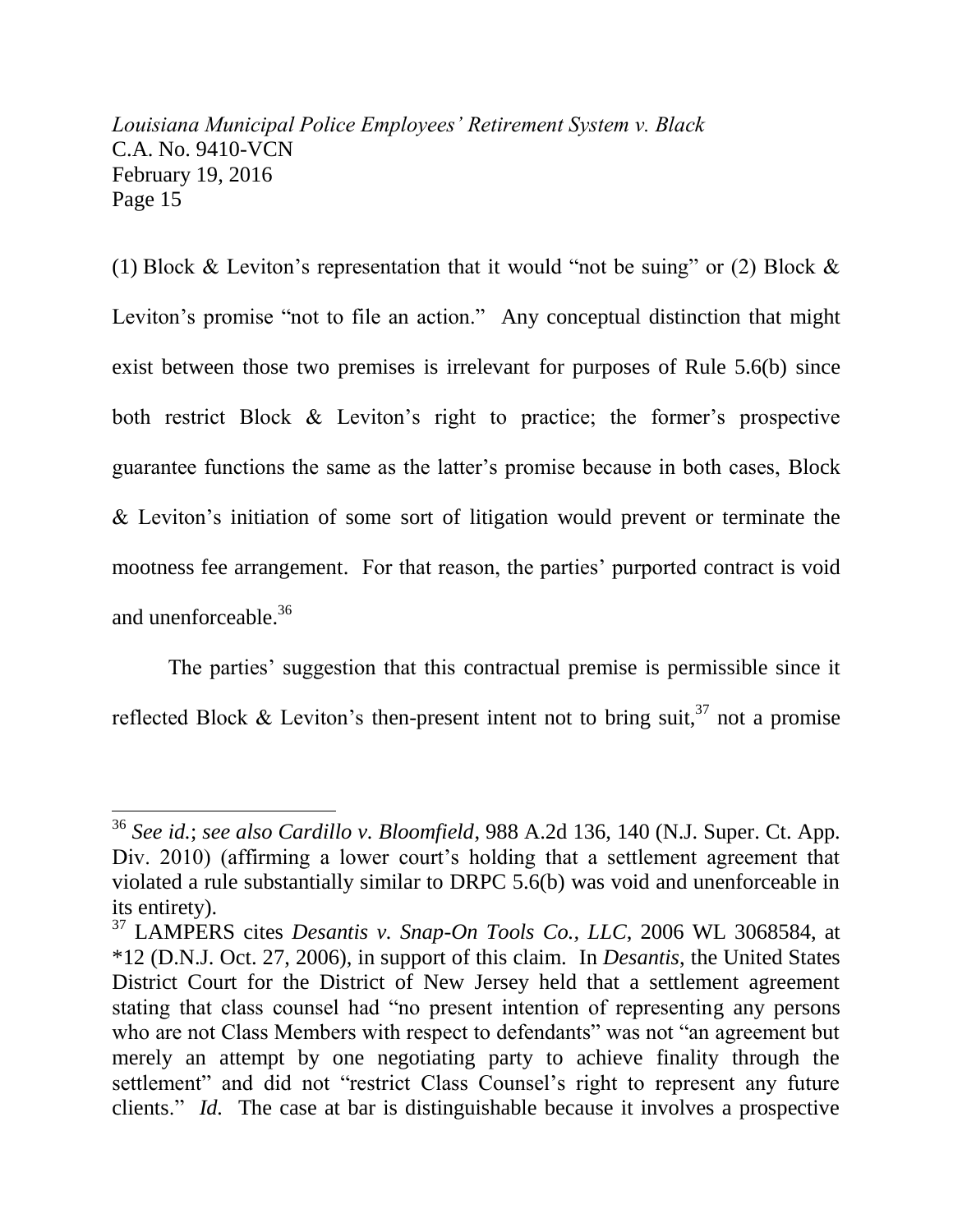(1) Block & Leviton's representation that it would "not be suing" or (2) Block & Leviton's promise "not to file an action." Any conceptual distinction that might exist between those two premises is irrelevant for purposes of Rule 5.6(b) since both restrict Block & Leviton's right to practice; the former's prospective guarantee functions the same as the latter's promise because in both cases, Block & Leviton's initiation of some sort of litigation would prevent or terminate the mootness fee arrangement. For that reason, the parties' purported contract is void and unenforceable.[36]

The parties' suggestion that this contractual premise is permissible since it reflected Block & Leviton's then-present intent not to bring suit,[37] not a promise

---

[36] *See id.*; *see also Cardillo v. Bloomfield*, 988 A.2d 136, 140 (N.J. Super. Ct. App. Div. 2010) (affirming a lower court's holding that a settlement agreement that violated a rule substantially similar to DRPC 5.6(b) was void and unenforceable in its entirety).

[37] LAMPERS cites *Desantis v. Snap-On Tools Co., LLC*, 2006 WL 3068584, at *12 (D.N.J. Oct. 27, 2006), in support of this claim. In *Desantis*, the United States District Court for the District of New Jersey held that a settlement agreement stating that class counsel had "no present intention of representing any persons who are not Class Members with respect to defendants" was not "an agreement but merely an attempt by one negotiating party to achieve finality through the settlement" and did not "restrict Class Counsel's right to represent any future clients." *Id.* The case at bar is distinguishable because it involves a prospective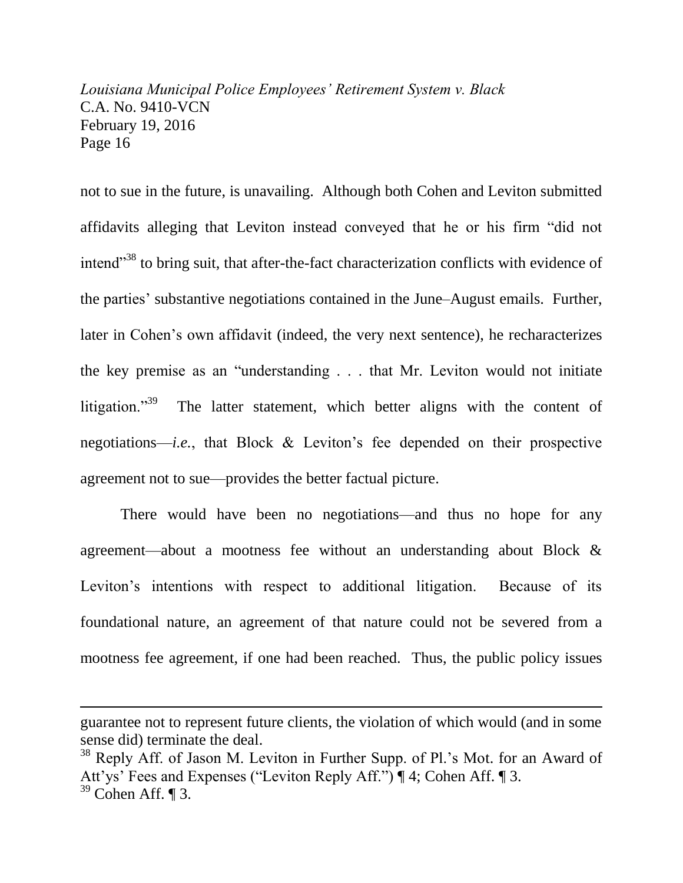not to sue in the future, is unavailing. Although both Cohen and Leviton submitted affidavits alleging that Leviton instead conveyed that he or his firm "did not intend"[38] to bring suit, that after-the-fact characterization conflicts with evidence of the parties' substantive negotiations contained in the June–August emails. Further, later in Cohen's own affidavit (indeed, the very next sentence), he recharacterizes the key premise as an "understanding . . . that Mr. Leviton would not initiate litigation."[39] The latter statement, which better aligns with the content of negotiations—*i.e.*, that Block & Leviton's fee depended on their prospective agreement not to sue—provides the better factual picture.

There would have been no negotiations—and thus no hope for any agreement—about a mootness fee without an understanding about Block & Leviton's intentions with respect to additional litigation. Because of its foundational nature, an agreement of that nature could not be severed from a mootness fee agreement, if one had been reached. Thus, the public policy issues

---

guarantee not to represent future clients, the violation of which would (and in some sense did) terminate the deal.

[38] Reply Aff. of Jason M. Leviton in Further Supp. of Pl.'s Mot. for an Award of Att'ys' Fees and Expenses ("Leviton Reply Aff.") ¶ 4; Cohen Aff. ¶ 3.

[39] Cohen Aff. ¶ 3.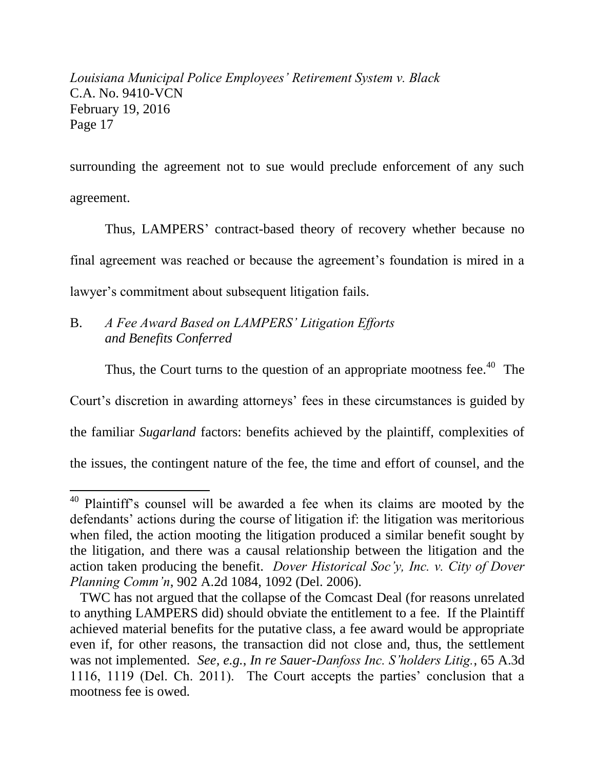surrounding the agreement not to sue would preclude enforcement of any such agreement.

Thus, LAMPERS' contract-based theory of recovery whether because no final agreement was reached or because the agreement's foundation is mired in a lawyer's commitment about subsequent litigation fails.

B. *A Fee Award Based on LAMPERS' Litigation Efforts and Benefits Conferred*

Thus, the Court turns to the question of an appropriate mootness fee.[40] The Court's discretion in awarding attorneys' fees in these circumstances is guided by the familiar *Sugarland* factors: benefits achieved by the plaintiff, complexities of the issues, the contingent nature of the fee, the time and effort of counsel, and the

---

[40] Plaintiff's counsel will be awarded a fee when its claims are mooted by the defendants' actions during the course of litigation if: the litigation was meritorious when filed, the action mooting the litigation produced a similar benefit sought by the litigation, and there was a causal relationship between the litigation and the action taken producing the benefit. *Dover Historical Soc'y, Inc. v. City of Dover Planning Comm'n*, 902 A.2d 1084, 1092 (Del. 2006).

TWC has not argued that the collapse of the Comcast Deal (for reasons unrelated to anything LAMPERS did) should obviate the entitlement to a fee. If the Plaintiff achieved material benefits for the putative class, a fee award would be appropriate even if, for other reasons, the transaction did not close and, thus, the settlement was not implemented. *See, e.g.*, *In re Sauer-Danfoss Inc. S'holders Litig.*, 65 A.3d 1116, 1119 (Del. Ch. 2011). The Court accepts the parties' conclusion that a mootness fee is owed.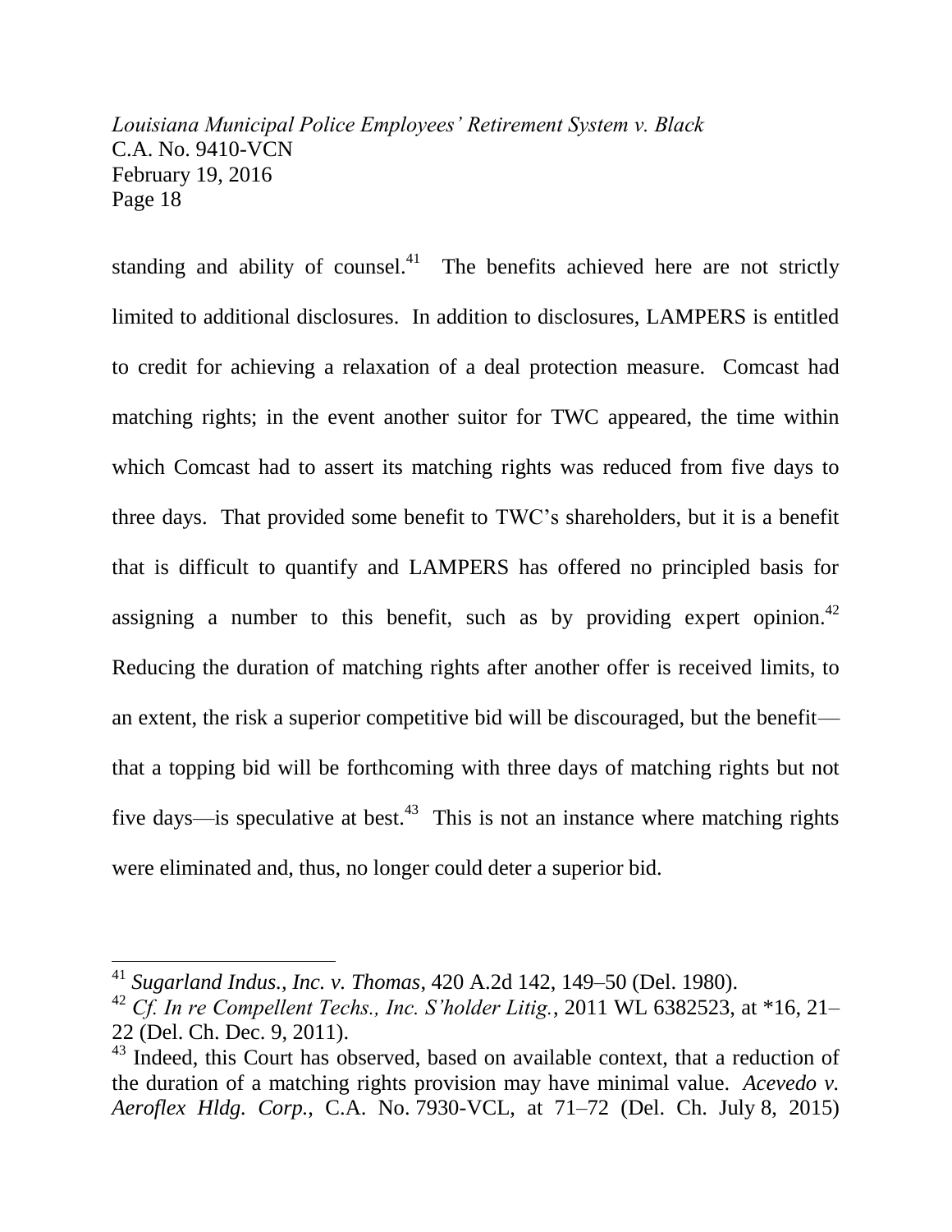standing and ability of counsel.[41] The benefits achieved here are not strictly limited to additional disclosures. In addition to disclosures, LAMPERS is entitled to credit for achieving a relaxation of a deal protection measure. Comcast had matching rights; in the event another suitor for TWC appeared, the time within which Comcast had to assert its matching rights was reduced from five days to three days. That provided some benefit to TWC's shareholders, but it is a benefit that is difficult to quantify and LAMPERS has offered no principled basis for assigning a number to this benefit, such as by providing expert opinion.[42] Reducing the duration of matching rights after another offer is received limits, to an extent, the risk a superior competitive bid will be discouraged, but the benefit—that a topping bid will be forthcoming with three days of matching rights but not five days—is speculative at best.[43] This is not an instance where matching rights were eliminated and, thus, no longer could deter a superior bid.

---

[41] *Sugarland Indus., Inc. v. Thomas*, 420 A.2d 142, 149–50 (Del. 1980).

[42] *Cf. In re Compellent Techs., Inc. S'holder Litig.*, 2011 WL 6382523, at *16, 21–22 (Del. Ch. Dec. 9, 2011).

[43] Indeed, this Court has observed, based on available context, that a reduction of the duration of a matching rights provision may have minimal value. *Acevedo v. Aeroflex Hldg. Corp.*, C.A. No. 7930-VCL, at 71–72 (Del. Ch. July 8, 2015)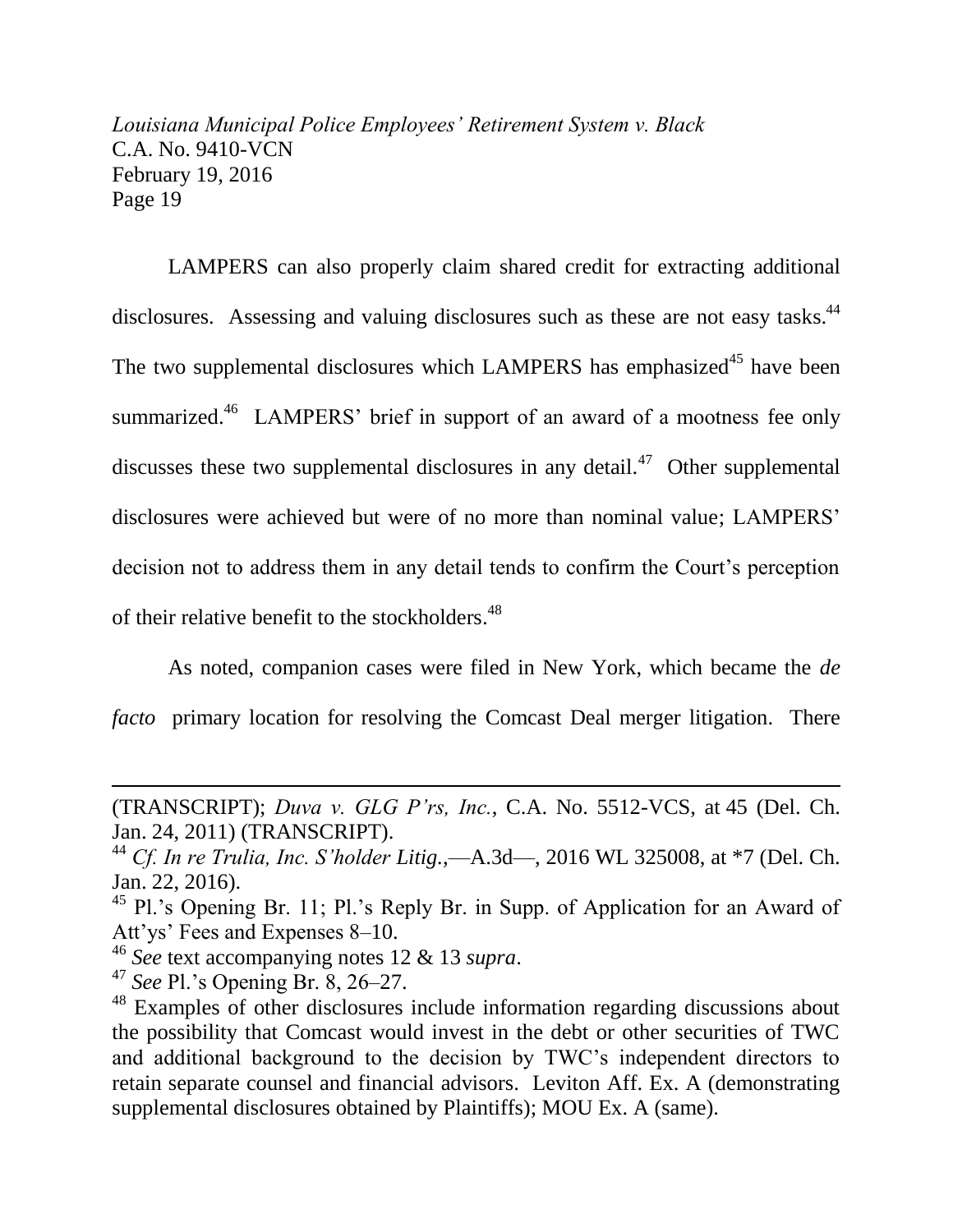LAMPERS can also properly claim shared credit for extracting additional disclosures. Assessing and valuing disclosures such as these are not easy tasks.[44] The two supplemental disclosures which LAMPERS has emphasized[45] have been summarized.[46] LAMPERS' brief in support of an award of a mootness fee only discusses these two supplemental disclosures in any detail.[47] Other supplemental disclosures were achieved but were of no more than nominal value; LAMPERS' decision not to address them in any detail tends to confirm the Court's perception of their relative benefit to the stockholders.[48]

As noted, companion cases were filed in New York, which became the *de facto* primary location for resolving the Comcast Deal merger litigation. There

---

(TRANSCRIPT); *Duva v. GLG P'rs, Inc.*, C.A. No. 5512-VCS, at 45 (Del. Ch. Jan. 24, 2011) (TRANSCRIPT).

[44] *Cf. In re Trulia, Inc. S'holder Litig.*,—A.3d—, 2016 WL 325008, at *7 (Del. Ch. Jan. 22, 2016).

[45] Pl.'s Opening Br. 11; Pl.'s Reply Br. in Supp. of Application for an Award of Att'ys' Fees and Expenses 8–10.

[46] *See* text accompanying notes 12 & 13 *supra*.

[47] *See* Pl.'s Opening Br. 8, 26–27.

[48] Examples of other disclosures include information regarding discussions about the possibility that Comcast would invest in the debt or other securities of TWC and additional background to the decision by TWC's independent directors to retain separate counsel and financial advisors. Leviton Aff. Ex. A (demonstrating supplemental disclosures obtained by Plaintiffs); MOU Ex. A (same).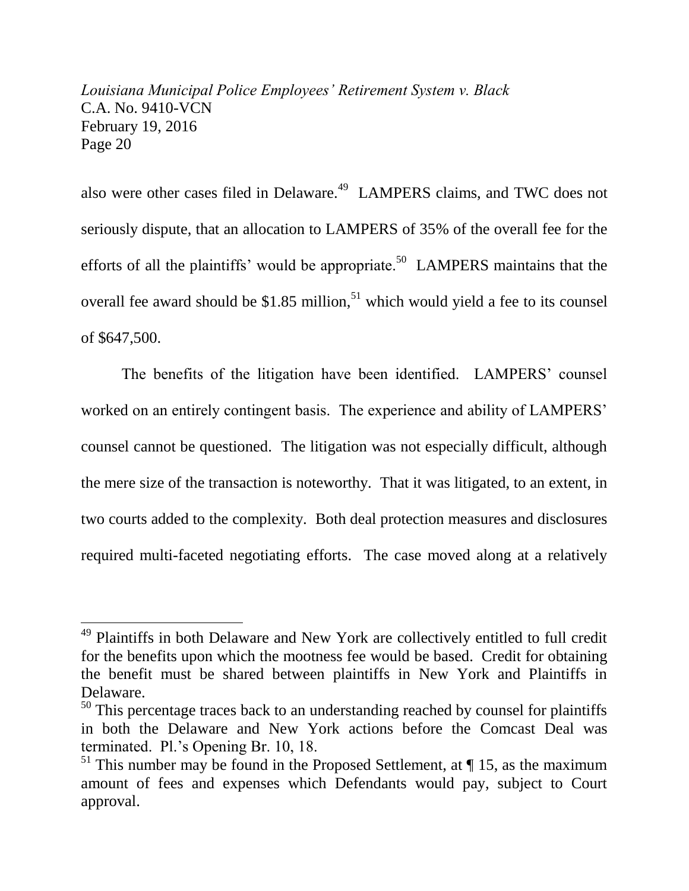also were other cases filed in Delaware.[49] LAMPERS claims, and TWC does not seriously dispute, that an allocation to LAMPERS of 35% of the overall fee for the efforts of all the plaintiffs' would be appropriate.[50] LAMPERS maintains that the overall fee award should be $1.85 million,[51] which would yield a fee to its counsel of $647,500.

The benefits of the litigation have been identified. LAMPERS' counsel worked on an entirely contingent basis. The experience and ability of LAMPERS' counsel cannot be questioned. The litigation was not especially difficult, although the mere size of the transaction is noteworthy. That it was litigated, to an extent, in two courts added to the complexity. Both deal protection measures and disclosures required multi-faceted negotiating efforts. The case moved along at a relatively

---

[49] Plaintiffs in both Delaware and New York are collectively entitled to full credit for the benefits upon which the mootness fee would be based. Credit for obtaining the benefit must be shared between plaintiffs in New York and Plaintiffs in Delaware.

[50] This percentage traces back to an understanding reached by counsel for plaintiffs in both the Delaware and New York actions before the Comcast Deal was terminated. Pl.'s Opening Br. 10, 18.

[51] This number may be found in the Proposed Settlement, at ¶ 15, as the maximum amount of fees and expenses which Defendants would pay, subject to Court approval.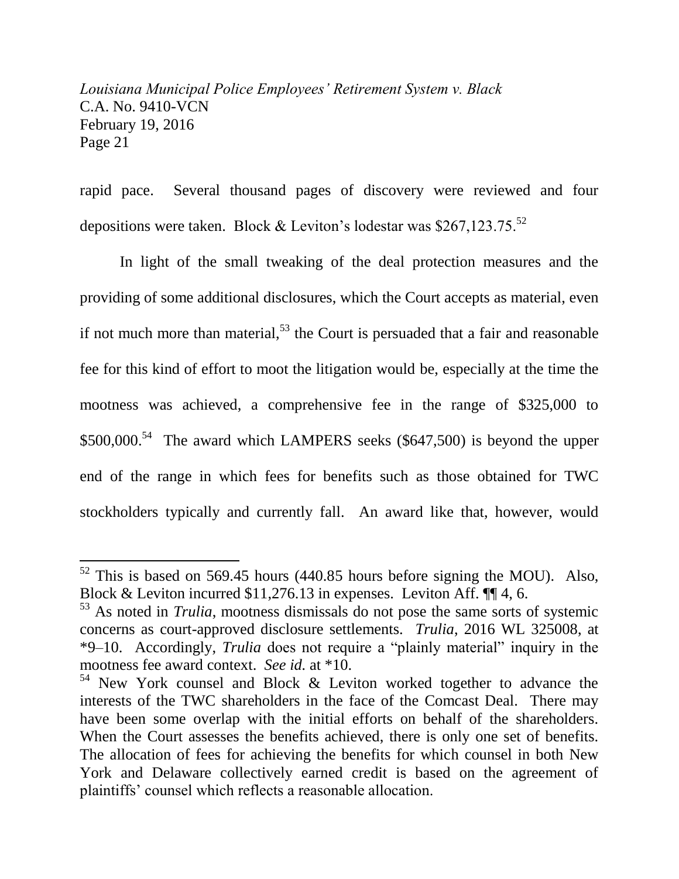rapid pace. Several thousand pages of discovery were reviewed and four depositions were taken. Block & Leviton's lodestar was $267,123.75.[52]

In light of the small tweaking of the deal protection measures and the providing of some additional disclosures, which the Court accepts as material, even if not much more than material,[53] the Court is persuaded that a fair and reasonable fee for this kind of effort to moot the litigation would be, especially at the time the mootness was achieved, a comprehensive fee in the range of $325,000 to $500,000.[54] The award which LAMPERS seeks ($647,500) is beyond the upper end of the range in which fees for benefits such as those obtained for TWC stockholders typically and currently fall. An award like that, however, would

---

[52] This is based on 569.45 hours (440.85 hours before signing the MOU). Also, Block & Leviton incurred $11,276.13 in expenses. Leviton Aff. ¶¶ 4, 6.

[53] As noted in *Trulia*, mootness dismissals do not pose the same sorts of systemic concerns as court-approved disclosure settlements. *Trulia*, 2016 WL 325008, at *9–10. Accordingly, *Trulia* does not require a "plainly material" inquiry in the mootness fee award context. *See id.* at *10.

[54] New York counsel and Block & Leviton worked together to advance the interests of the TWC shareholders in the face of the Comcast Deal. There may have been some overlap with the initial efforts on behalf of the shareholders. When the Court assesses the benefits achieved, there is only one set of benefits. The allocation of fees for achieving the benefits for which counsel in both New York and Delaware collectively earned credit is based on the agreement of plaintiffs' counsel which reflects a reasonable allocation.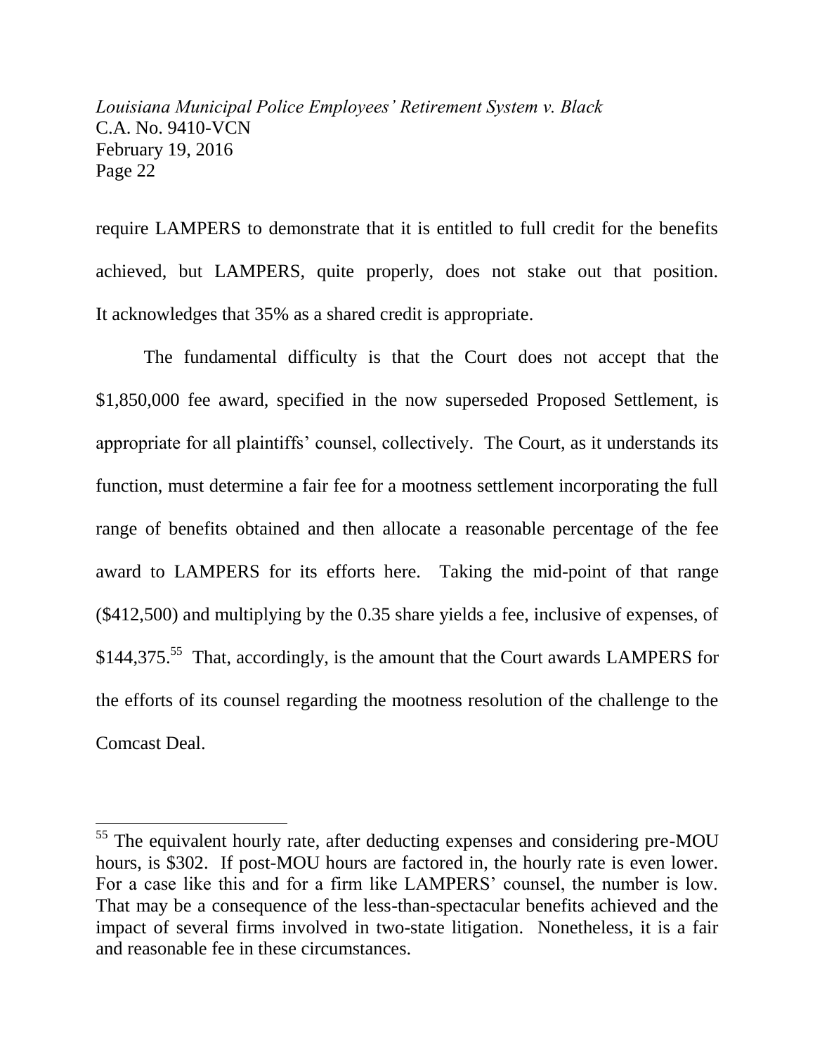require LAMPERS to demonstrate that it is entitled to full credit for the benefits achieved, but LAMPERS, quite properly, does not stake out that position. It acknowledges that 35% as a shared credit is appropriate.

The fundamental difficulty is that the Court does not accept that the $1,850,000 fee award, specified in the now superseded Proposed Settlement, is appropriate for all plaintiffs' counsel, collectively. The Court, as it understands its function, must determine a fair fee for a mootness settlement incorporating the full range of benefits obtained and then allocate a reasonable percentage of the fee award to LAMPERS for its efforts here. Taking the mid-point of that range ($412,500) and multiplying by the 0.35 share yields a fee, inclusive of expenses, of $144,375.[55] That, accordingly, is the amount that the Court awards LAMPERS for the efforts of its counsel regarding the mootness resolution of the challenge to the Comcast Deal.

---

[55] The equivalent hourly rate, after deducting expenses and considering pre-MOU hours, is $302. If post-MOU hours are factored in, the hourly rate is even lower. For a case like this and for a firm like LAMPERS' counsel, the number is low. That may be a consequence of the less-than-spectacular benefits achieved and the impact of several firms involved in two-state litigation. Nonetheless, it is a fair and reasonable fee in these circumstances.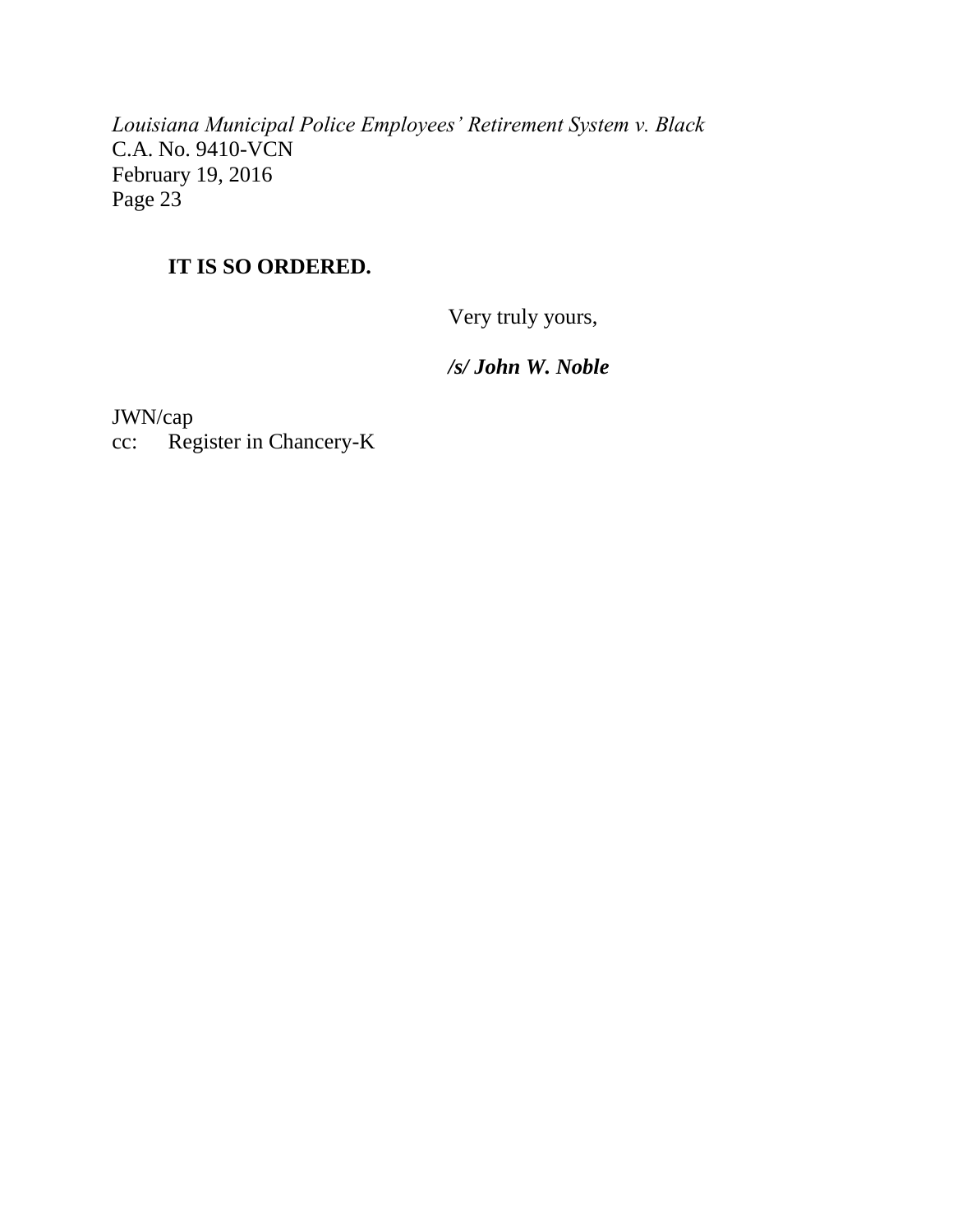**IT IS SO ORDERED.**

Very truly yours,

***/s/ John W. Noble***

JWN/cap
cc: Register in Chancery-K